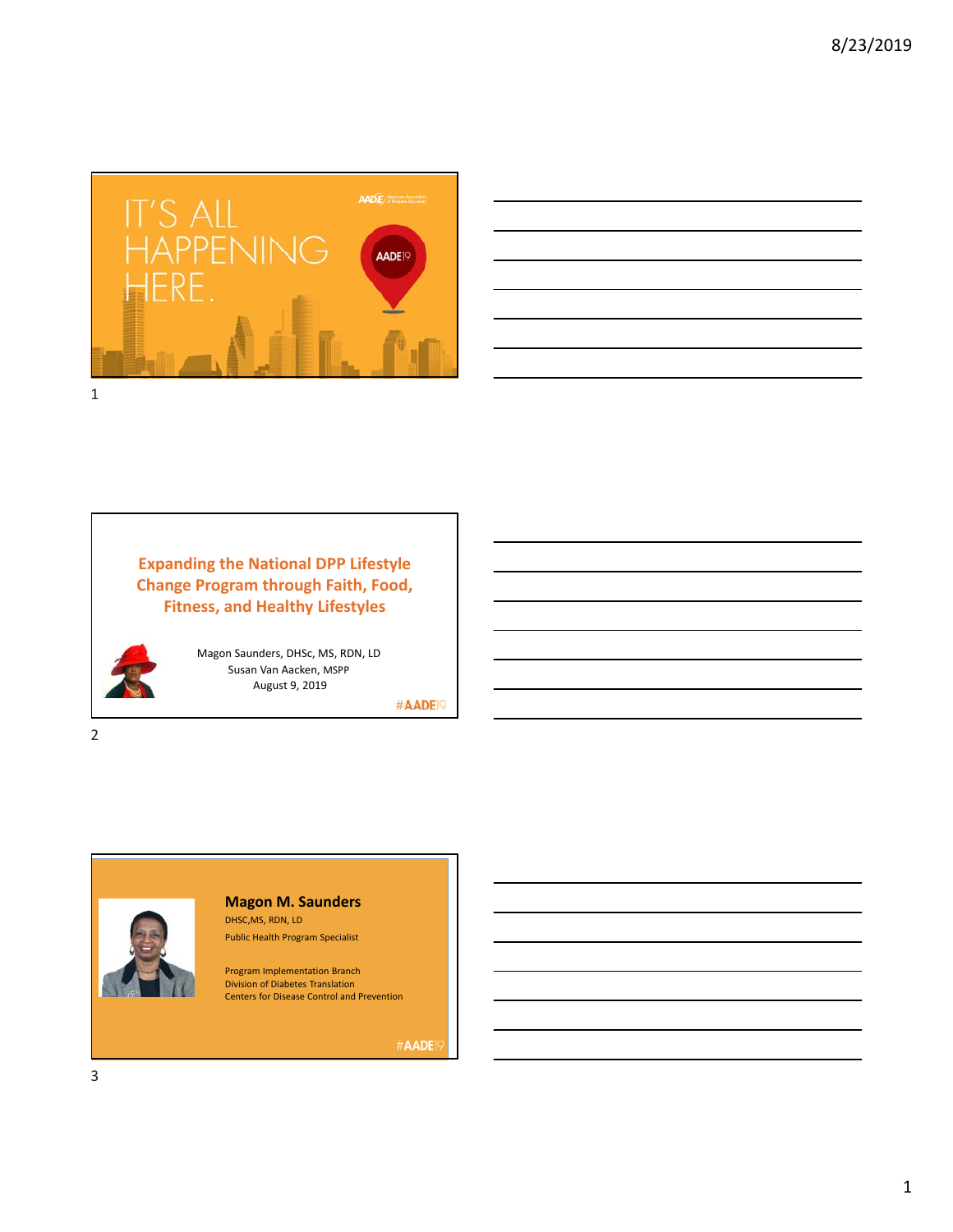IT'S ALL HAPPENING HERE.

AADE19

---

## Expanding the National DPP Lifestyle Change Program through Faith, Food, Fitness, and Healthy Lifestyles

Magon Saunders, DHSc, MS, RDN, LD
Susan Van Aacken, MSPP
August 9, 2019

#AADE19

---

**Magon M. Saunders**

DHSC,MS, RDN, LD

Public Health Program Specialist

Program Implementation Branch
Division of Diabetes Translation
Centers for Disease Control and Prevention

#AADE19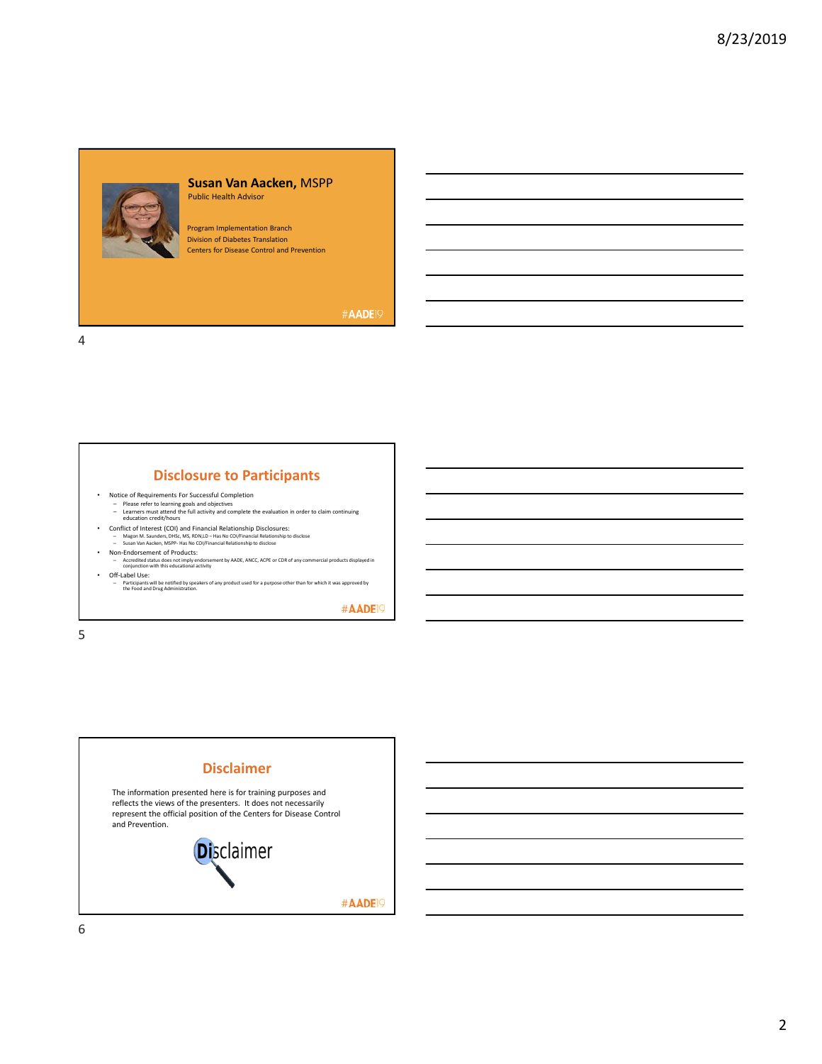## Susan Van Aacken, MSPP

Public Health Advisor

Program Implementation Branch
Division of Diabetes Translation
Centers for Disease Control and Prevention

#AADE19

## Disclosure to Participants

- Notice of Requirements For Successful Completion
  - Please refer to learning goals and objectives
  - Learners must attend the full activity and complete the evaluation in order to claim continuing education credit/hours
- Conflict of Interest (COI) and Financial Relationship Disclosures:
  - Magon M. Saunders, DHSc, MS, RDN,LD – Has No COI/Financial Relationship to disclose
  - Susan Van Aacken, MSPP- Has No COI/Financial Relationship to disclose
- Non-Endorsement of Products:
  - Accredited status does not imply endorsement by AADE, ANCC, ACPE or CDR of any commercial products displayed in conjunction with this educational activity
- Off-Label Use:
  - Participants will be notified by speakers of any product used for a purpose other than for which it was approved by the Food and Drug Administration.

#AADE19

## Disclaimer

The information presented here is for training purposes and reflects the views of the presenters. It does not necessarily represent the official position of the Centers for Disease Control and Prevention.

Disclaimer

#AADE19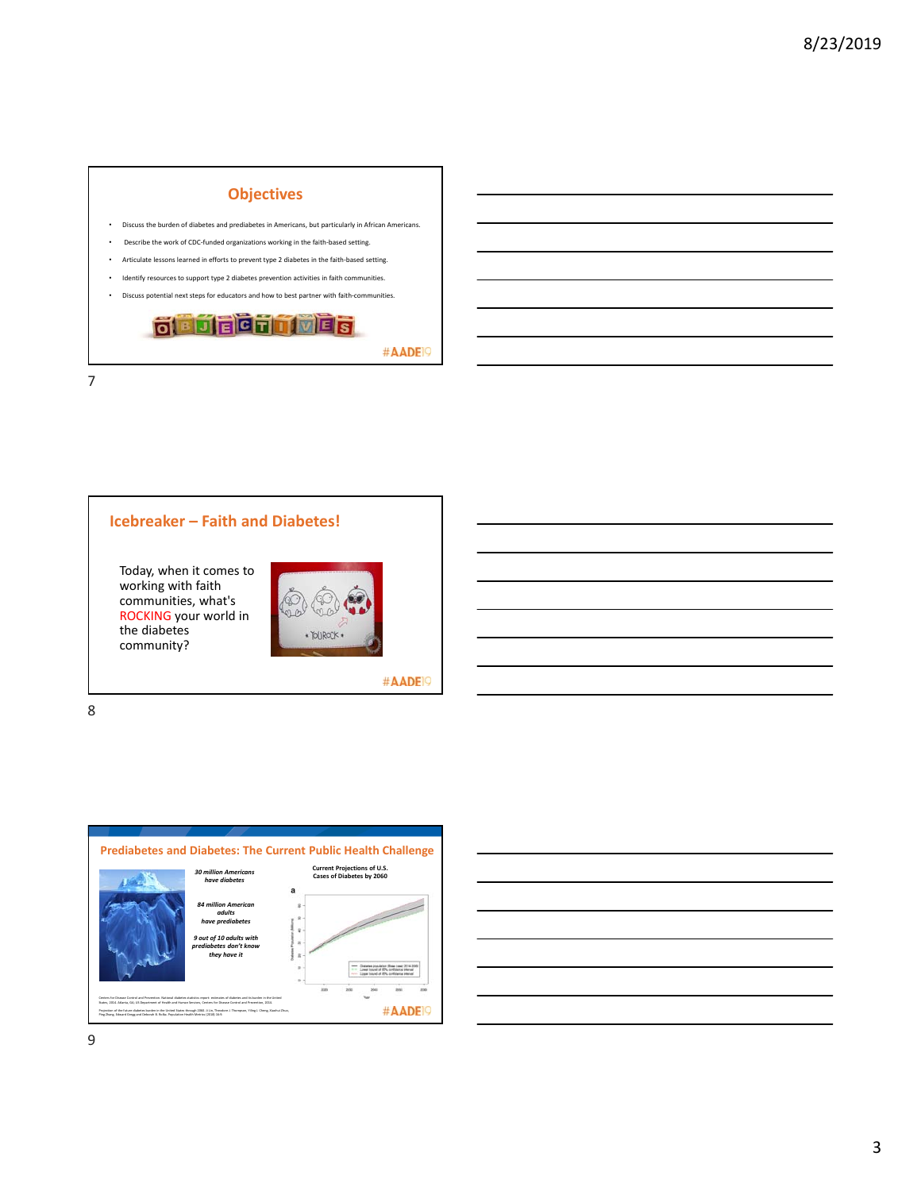## Objectives

- Discuss the burden of diabetes and prediabetes in Americans, but particularly in African Americans.
- Describe the work of CDC-funded organizations working in the faith-based setting.
- Articulate lessons learned in efforts to prevent type 2 diabetes in the faith-based setting.
- Identify resources to support type 2 diabetes prevention activities in faith communities.
- Discuss potential next steps for educators and how to best partner with faith-communities.

#AADE19

## Icebreaker – Faith and Diabetes!

Today, when it comes to working with faith communities, what's ROCKING your world in the diabetes community?

#AADE19

## Prediabetes and Diabetes: The Current Public Health Challenge

*30 million Americans have diabetes*

*84 million American adults have prediabetes*

*9 out of 10 adults with prediabetes don't know they have it*

Current Projections of U.S. Cases of Diabetes by 2060

Centers for Disease Control and Prevention. National diabetes statistics report: estimates of diabetes and its burden in the United States, 2014. Atlanta, GA: US Department of Health and Human Services, Centers for Disease Control and Prevention, 2014.

Projection of the future diabetes burden in the United States through 2060. Ji Lin, Theodore J. Thompson, Yiling J. Cheng, Xiaohui Zhuo, Ping Zhang, Edward Gregg and Deborah B. Rolka. Population Health Metrics (2018) 16:9

#AADE19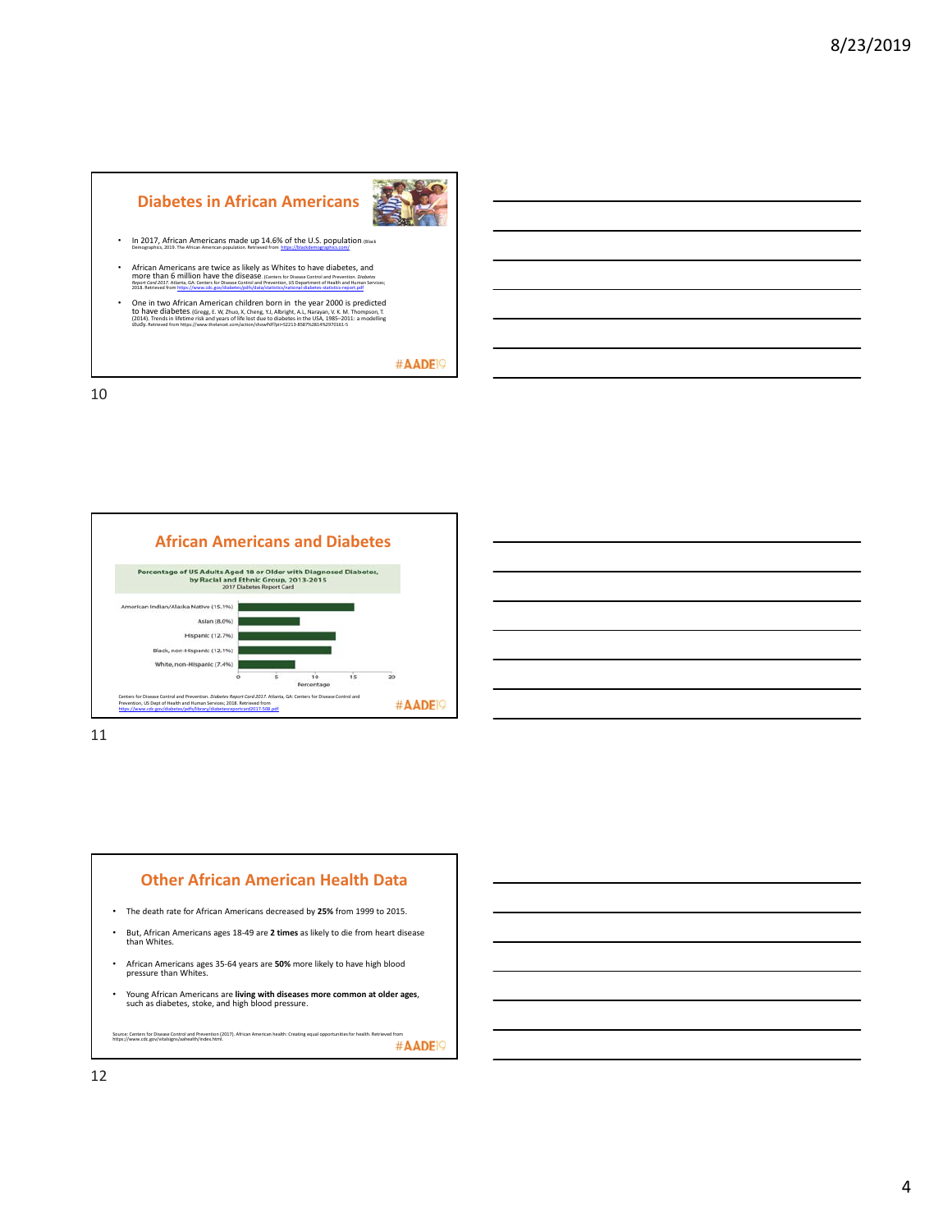## Diabetes in African Americans

- In 2017, African Americans made up 14.6% of the U.S. population (Black Demographics, 2019. The African American population. Retrieved from https://blackdemographics.com/
- African Americans are twice as likely as Whites to have diabetes, and more than 6 million have the disease. (Centers for Disease Control and Prevention. *Diabetes Report Card 2017*. Atlanta, GA: Centers for Disease Control and Prevention, US Department of Health and Human Services; 2018. Retrieved from https://www.cdc.gov/diabetes/pdfs/data/statistics/national-diabetes-statistics-report.pdf
- One in two African American children born in the year 2000 is predicted to have diabetes (Gregg, E. W, Zhuo, X, Cheng, Y.J, Albright, A.L, Narayan, V. K. M. Thompson, T. (2014). Trends in lifetime risk and years of life lost due to diabetes in the USA, 1985–2011: a modelling study. Retrieved from https://www.thelancet.com/action/showPdf?pii=S2213-8587%2814%2970161-5

#AADE19

## African Americans and Diabetes

**Percentage of US Adults Aged 18 or Older with Diagnosed Diabetes, by Racial and Ethnic Group, 2013-2015**
2017 Diabetes Report Card

| Group | Percentage |
|---|---|
| American Indian/Alaska Native | 15.1% |
| Asian | 8.0% |
| Hispanic | 12.7% |
| Black, non-Hispanic | 12.1% |
| White, non-Hispanic | 7.4% |

Centers for Disease Control and Prevention. *Diabetes Report Card 2017*. Atlanta, GA: Centers for Disease Control and Prevention, US Dept of Health and Human Services; 2018. Retrieved from https://www.cdc.gov/diabetes/pdfs/library/diabetesreportcard2017-508.pdf

#AADE19

## Other African American Health Data

- The death rate for African Americans decreased by **25%** from 1999 to 2015.
- But, African Americans ages 18-49 are **2 times** as likely to die from heart disease than Whites.
- African Americans ages 35-64 years are **50%** more likely to have high blood pressure than Whites.
- Young African Americans are **living with diseases more common at older ages**, such as diabetes, stoke, and high blood pressure.

Source: Centers for Disease Control and Prevention (2017). African American health: Creating equal opportunities for health. Retrieved from https://www.cdc.gov/vitalsigns/aahealth/index.html.

#AADE19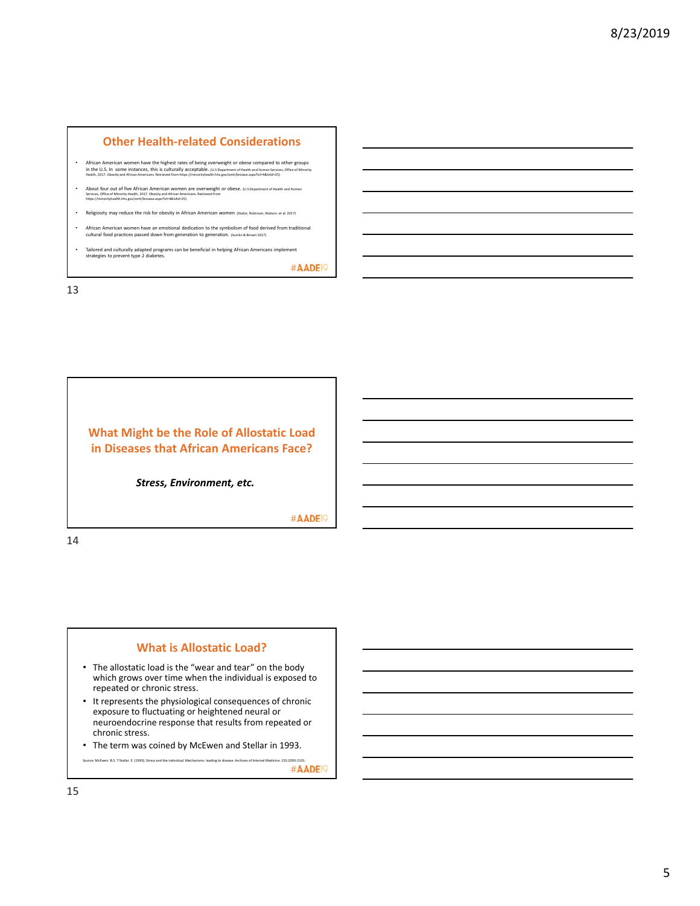## Other Health-related Considerations

- African American women have the highest rates of being overweight or obese compared to other groups in the U.S. In some instances, this is culturally acceptable. (U.S Department of Health and Human Services, Office of Minority Health, 2017. Obesity and African Americans. Retrieved from https://minorityhealth.hhs.gov/omh/browse.aspx?lvl=4&lvlid=25)
- About four out of five African American women are overweight or obese. (U.S Department of Health and Human Services, Office of Minority Health, 2017. Obesity and African Americans. Retrieved from https://minorityhealth.hhs.gov/omh/browse.aspx?lvl=4&lvlid=25)
- Religiosity may reduce the risk for obesity in African American women. (Dodor, Robinson, Watson. et al. 2017)
- African American women have an emotional dedication to the symbolism of food derived from traditional cultural food practices passed down from generation to generation. (Sumlin & Brown 2017)
- Tailored and culturally adapted programs can be beneficial in helping African Americans implement strategies to prevent type 2 diabetes.

#AADE19

## What Might be the Role of Allostatic Load in Diseases that African Americans Face?

***Stress, Environment, etc.***

#AADE19

## What is Allostatic Load?

- The allostatic load is the "wear and tear" on the body which grows over time when the individual is exposed to repeated or chronic stress.
- It represents the physiological consequences of chronic exposure to fluctuating or heightened neural or neuroendocrine response that results from repeated or chronic stress.
- The term was coined by McEwen and Stellar in 1993.

Source: McEwen. B.S. 7 Stellar. E. (1993). Stress and the individual. Mechanisms leading to disease. Archives of Internal Medicine. 153.2093-2101.

#AADE19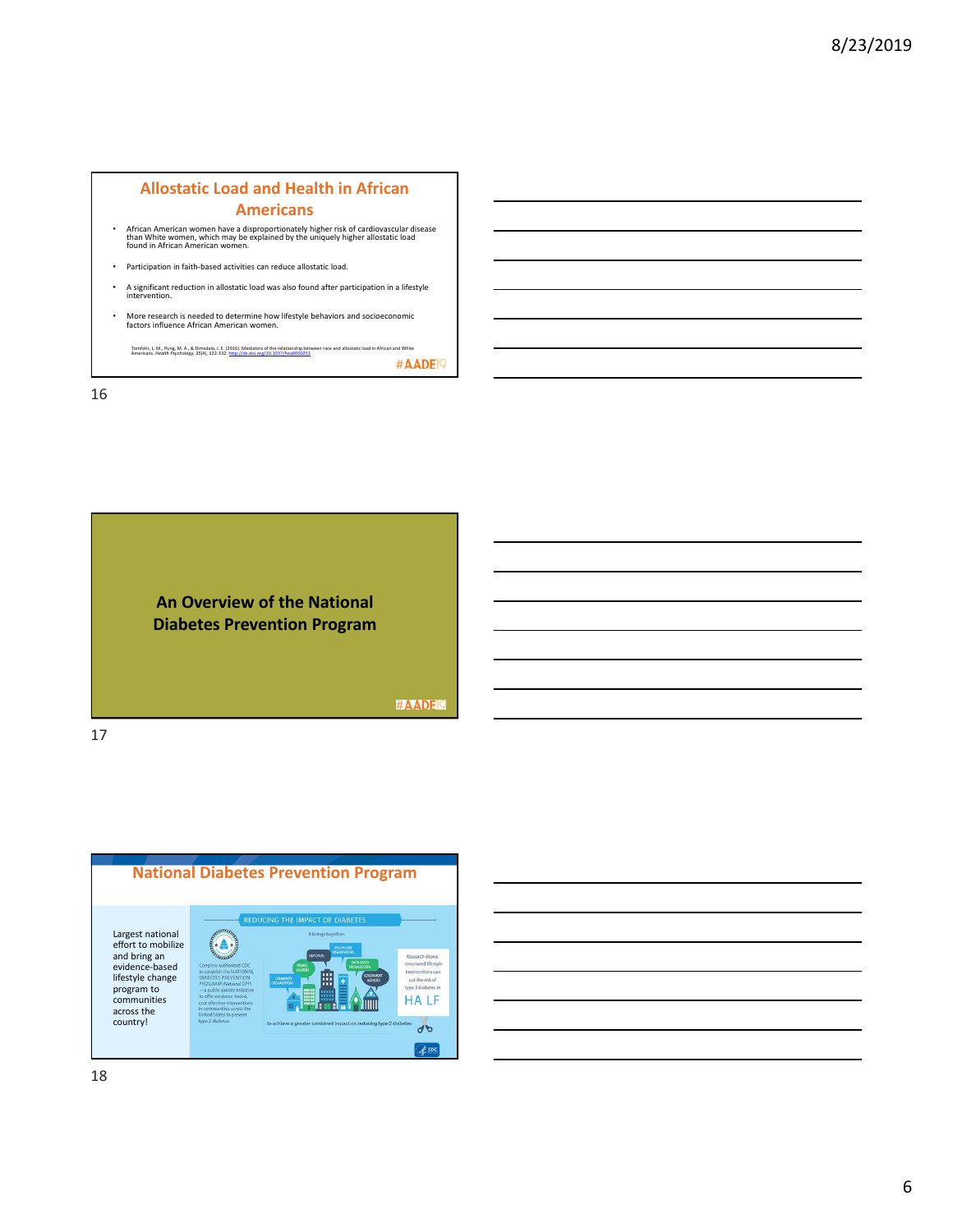## Allostatic Load and Health in African Americans

- African American women have a disproportionately higher risk of cardiovascular disease than White women, which may be explained by the uniquely higher allostatic load found in African American women.
- Participation in faith-based activities can reduce allostatic load.
- A significant reduction in allostatic load was also found after participation in a lifestyle intervention.
- More research is needed to determine how lifestyle behaviors and socioeconomic factors influence African American women.

Tomfohr, L. M., Pung, M. A., & Dimsdale, J. E. (2016). Mediators of the relationship between race and allostatic load in African and White Americans. *Health Psychology, 35*(4), 322-332. http://dx.doi.org/10.1037/hea0000251

#AADE19

## An Overview of the National Diabetes Prevention Program

#AADE19

## National Diabetes Prevention Program

Largest national effort to mobilize and bring an evidence-based lifestyle change program to communities across the country!

REDUCING THE IMPACT OF DIABETES

It brings together

Congress authorized CDC to establish the NATIONAL DIABETES PREVENTION PROGRAM (National DPP) —a public-private initiative to offer evidence-based, cost effective interventions in communities across the United States to prevent type 2 diabetes

EMPLOYERS, HEALTH CARE ORGANIZATIONS, PRIVATE INSURERS, FAITH-BASED ORGANIZATIONS, COMMUNITY ORGANIZATIONS, GOVERNMENT AGENCIES

to achieve a greater combined impact on reducing type 2 diabetes

Research shows structured lifestyle interventions can cut the risk of type 2 diabetes in HALF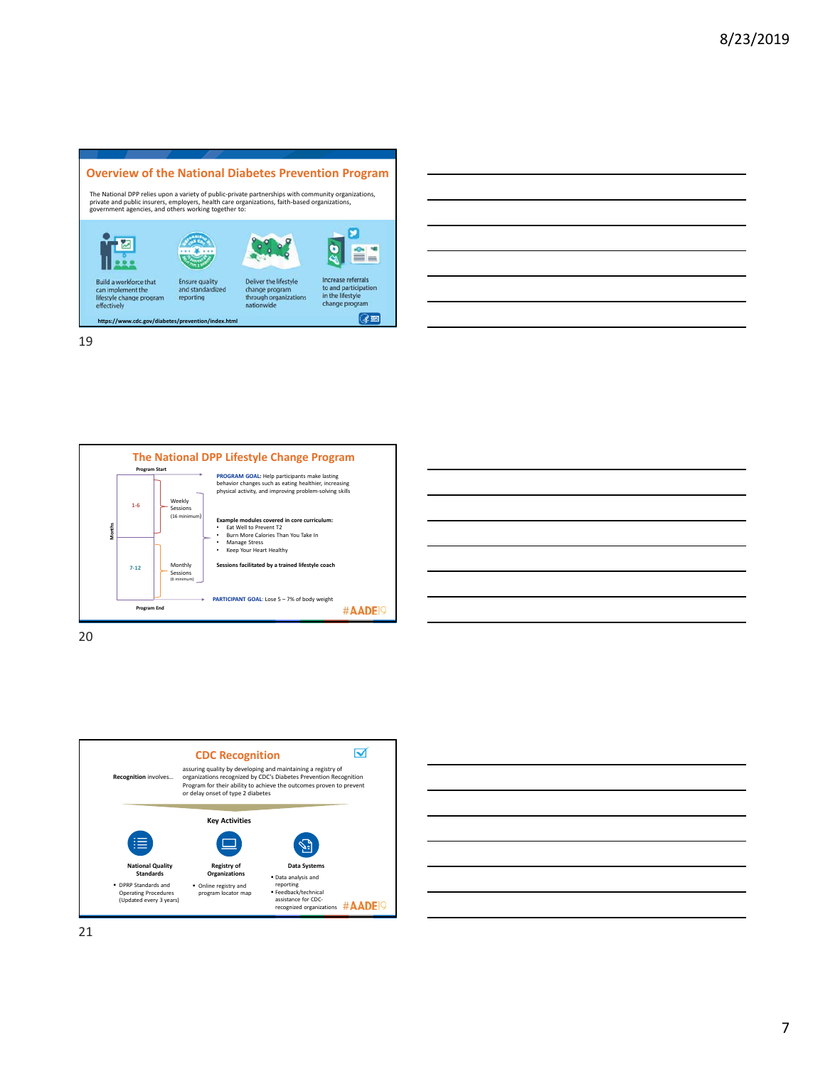## Overview of the National Diabetes Prevention Program

The National DPP relies upon a variety of public-private partnerships with community organizations, private and public insurers, employers, health care organizations, faith-based organizations, government agencies, and others working together to:

- Build a workforce that can implement the lifestyle change program effectively
- Ensure quality and standardized reporting
- Deliver the lifestyle change program through organizations nationwide
- Increase referrals to and participation in the lifestyle change program

https://www.cdc.gov/diabetes/prevention/index.html

## The National DPP Lifestyle Change Program

Program Start

Months

- 1-6: Weekly Sessions (16 minimum)
- 7-12: Monthly Sessions (6 minimum)

Program End

**PROGRAM GOAL:** Help participants make lasting behavior changes such as eating healthier, increasing physical activity, and improving problem-solving skills

**Example modules covered in core curriculum:**

- Eat Well to Prevent T2
- Burn More Calories Than You Take In
- Manage Stress
- Keep Your Heart Healthy

**Sessions facilitated by a trained lifestyle coach**

**PARTICIPANT GOAL:** Lose 5 – 7% of body weight

#AADE19

## CDC Recognition

**Recognition** involves… assuring quality by developing and maintaining a registry of organizations recognized by CDC's Diabetes Prevention Recognition Program for their ability to achieve the outcomes proven to prevent or delay onset of type 2 diabetes

**Key Activities**

**National Quality Standards**
- DPRP Standards and Operating Procedures (Updated every 3 years)

**Registry of Organizations**
- Online registry and program locator map

**Data Systems**
- Data analysis and reporting
- Feedback/technical assistance for CDC-recognized organizations

#AADE19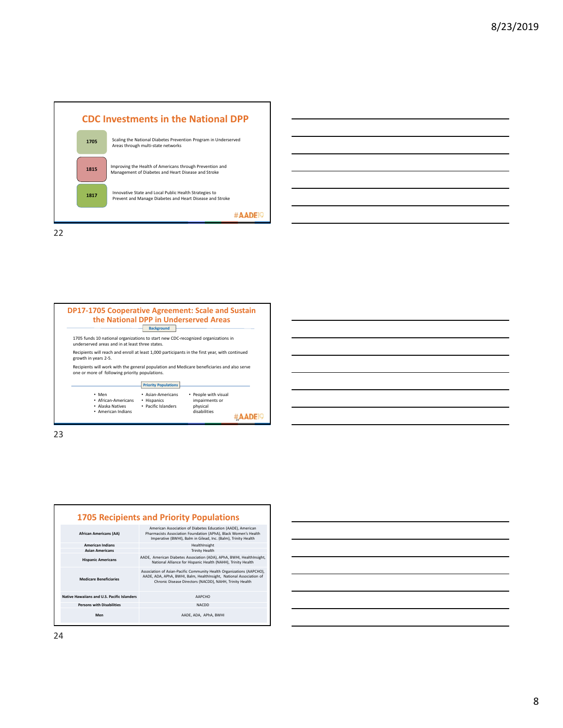## CDC Investments in the National DPP

| | |
|---|---|
| 1705 | Scaling the National Diabetes Prevention Program in Underserved Areas through multi-state networks |
| 1815 | Improving the Health of Americans through Prevention and Management of Diabetes and Heart Disease and Stroke |
| 1817 | Innovative State and Local Public Health Strategies to Prevent and Manage Diabetes and Heart Disease and Stroke |

#AADE19

22

## DP17-1705 Cooperative Agreement: Scale and Sustain the National DPP in Underserved Areas

**Background**

1705 funds 10 national organizations to start new CDC-recognized organizations in underserved areas and in at least three states.

Recipients will reach and enroll at least 1,000 participants in the first year, with continued growth in years 2-5.

Recipients will work with the general population and Medicare beneficiaries and also serve one or more of following priority populations.

**Priority Populations**

- Men
- African-Americans
- Alaska Natives
- American Indians
- Asian-Americans
- Hispanics
- Pacific Islanders
- People with visual impairments or physical disabilities

#AADE19

23

## 1705 Recipients and Priority Populations

| | |
|---|---|
| **African Americans (AA)** | American Association of Diabetes Education (AADE), American Pharmacists Association Foundation (APhA), Black Women's Health Imperative (BWHI), Balm in Gilead, Inc. (Balm), Trinity Health |
| **American Indians** | HealthInsight |
| **Asian Americans** | Trinity Health |
| **Hispanic Americans** | AADE, American Diabetes Association (ADA), APhA, BWHI, HealthInsight, National Alliance for Hispanic Health (NAHH), Trinity Health |
| **Medicare Beneficiaries** | Association of Asian-Pacific Community Health Organizations (AAPCHO), AADE, ADA, APhA, BWHI, Balm, HealthInsight, National Association of Chronic Disease Directors (NACDD), NAHH, Trinity Health |
| **Native Hawaiians and U.S. Pacific Islanders** | AAPCHO |
| **Persons with Disabilities** | NACDD |
| **Men** | AADE, ADA, APhA, BWHI |

24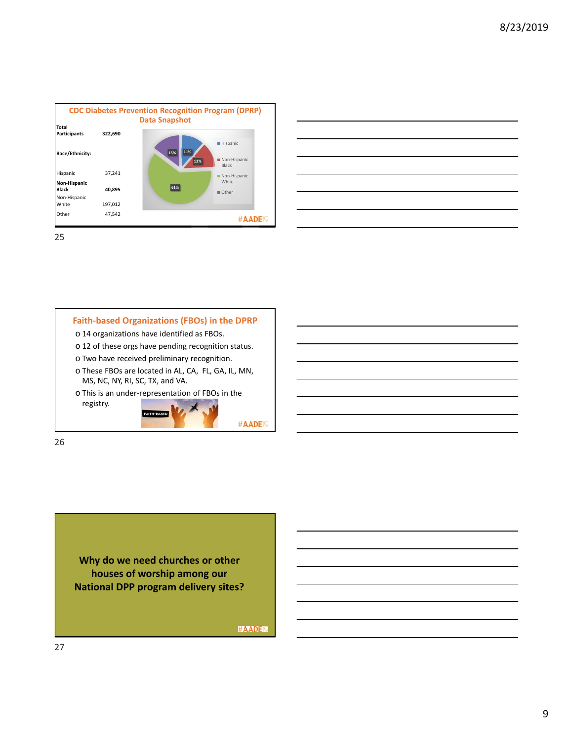## CDC Diabetes Prevention Recognition Program (DPRP) Data Snapshot

| | |
|---|---|
| **Total Participants** | **322,690** |
| **Race/Ethnicity:** | |
| Hispanic | 37,241 |
| **Non-Hispanic Black** | **40,895** |
| Non-Hispanic White | 197,012 |
| Other | 47,542 |

Hispanic 11%, Non-Hispanic Black 13%, Non-Hispanic White 61%, Other 15%

#AADE19

## Faith-based Organizations (FBOs) in the DPRP

- 14 organizations have identified as FBOs.
- 12 of these orgs have pending recognition status.
- Two have received preliminary recognition.
- These FBOs are located in AL, CA, FL, GA, IL, MN, MS, NC, NY, RI, SC, TX, and VA.
- This is an under-representation of FBOs in the registry.

#AADE19

**Why do we need churches or other houses of worship among our National DPP program delivery sites?**

#AADE19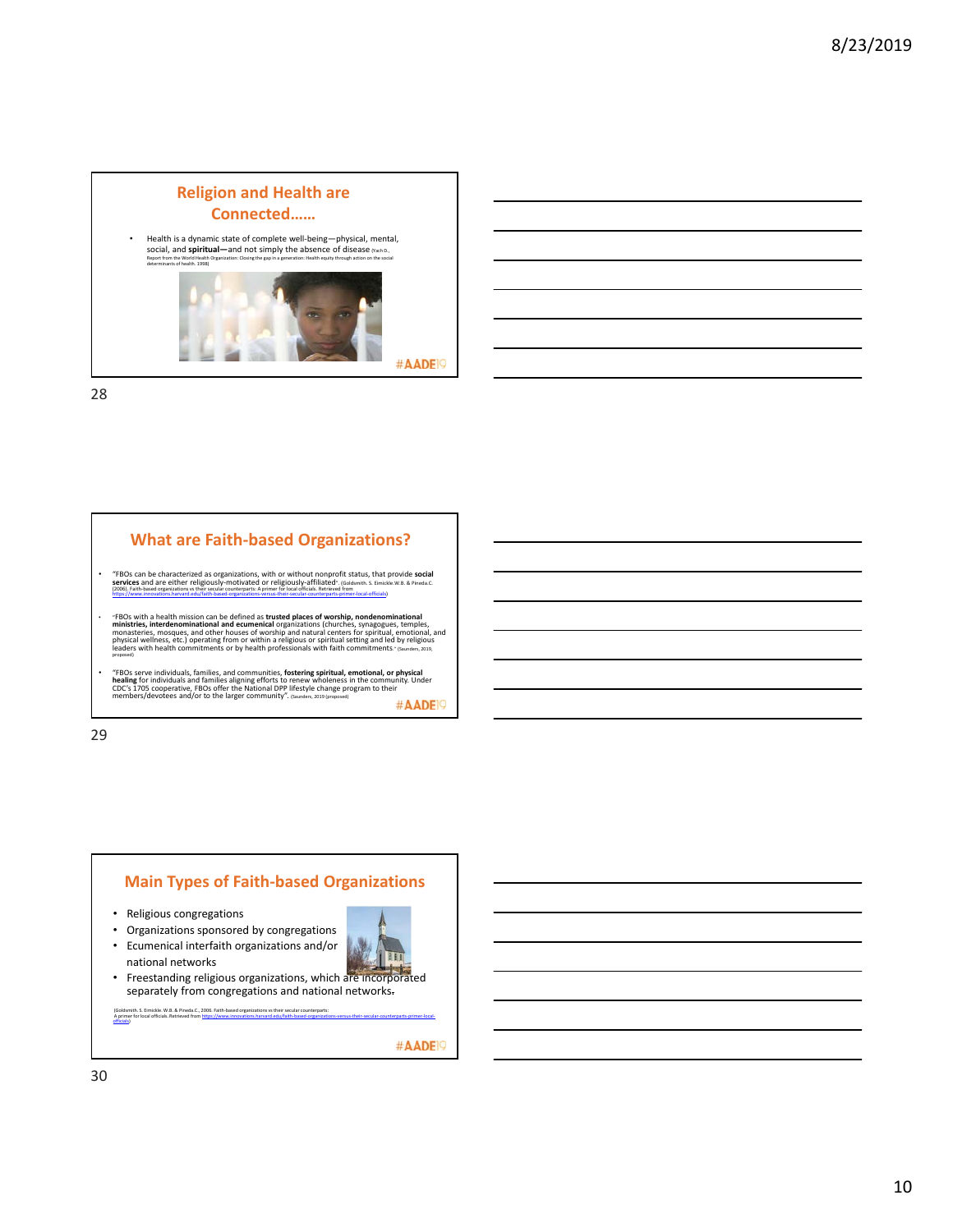## Religion and Health are Connected……

- Health is a dynamic state of complete well-being—physical, mental, social, and **spiritual—**and not simply the absence of disease (Yach D., Report from the World Health Organization: Closing the gap in a generation: Health equity through action on the social determinants of health. 1998)

#AADE19

## What are Faith-based Organizations?

- "FBOs can be characterized as organizations, with or without nonprofit status, that provide **social services** and are either religiously-motivated or religiously-affiliated". (Goldsmith. S. Eimickle.W.B. & Pineda.C. (2006). Faith-based organizations vs their secular counterparts. A primer for local officials. Retrieved from https://www.innovations.harvard.edu/faith-based-organizations-versus-their-secular-counterparts-primer-local-officials)
- "FBOs with a health mission can be defined as **trusted places of worship, nondenominational ministries, interdenominational and ecumenical** organizations (churches, synagogues, temples, monasteries, mosques, and other houses of worship and natural centers for spiritual, emotional, and physical wellness, etc.) operating from or within a religious or spiritual setting and led by religious leaders with health commitments or by health professionals with faith commitments." (Saunders, 2019, proposed)
- "FBOs serve individuals, families, and communities, **fostering spiritual, emotional, or physical healing** for individuals and families aligning efforts to renew wholeness in the community. Under CDC's 1705 cooperative, FBOs offer the National DPP lifestyle change program to their members/devotees and/or to the larger community". (Saunders, 2019 (proposed)

#AADE19

## Main Types of Faith-based Organizations

- Religious congregations
- Organizations sponsored by congregations
- Ecumenical interfaith organizations and/or national networks
- Freestanding religious organizations, which are incorporated separately from congregations and national networks.

(Goldsmith. S. Eimickle. W.B. & Pineda.C., 2006. Faith-based organizations vs their secular counterparts: A primer for local officials. Retrieved from https://www.innovations.harvard.edu/faith-based-organizations-versus-their-secular-counterparts-primer-local-officials)

#AADE19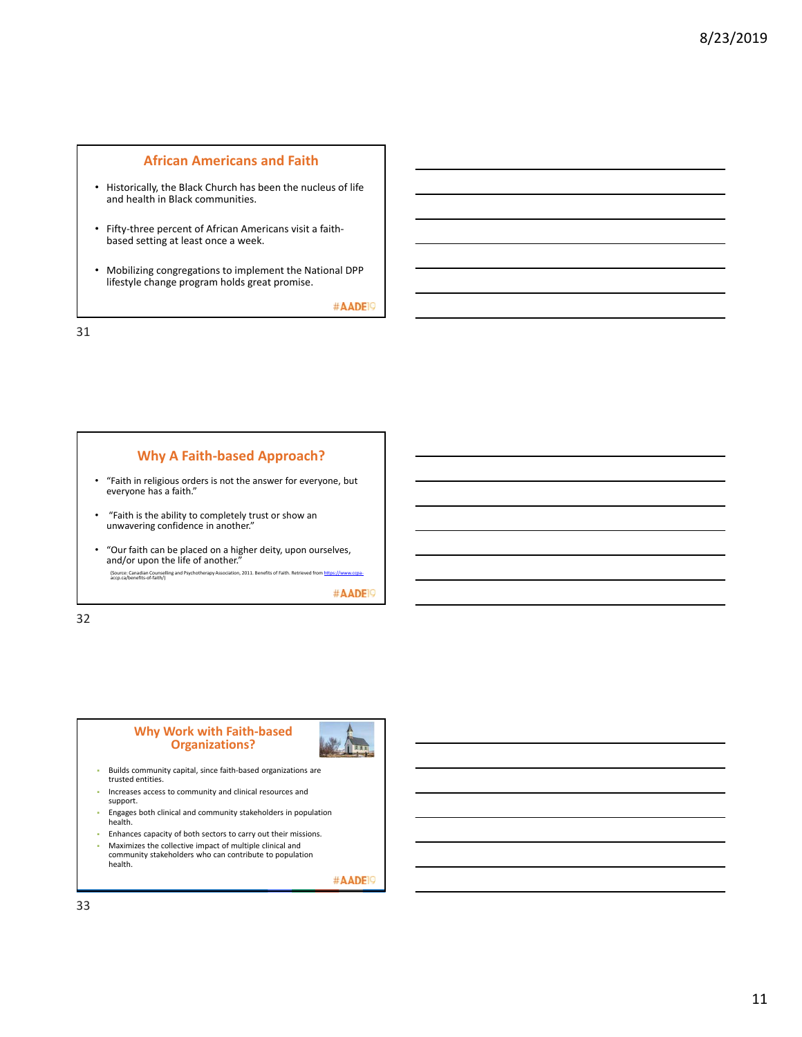## African Americans and Faith

- Historically, the Black Church has been the nucleus of life and health in Black communities.
- Fifty-three percent of African Americans visit a faith-based setting at least once a week.
- Mobilizing congregations to implement the National DPP lifestyle change program holds great promise.

#AADE19

## Why A Faith-based Approach?

- "Faith in religious orders is not the answer for everyone, but everyone has a faith."
- "Faith is the ability to completely trust or show an unwavering confidence in another."
- "Our faith can be placed on a higher deity, upon ourselves, and/or upon the life of another."

(Source: Canadian Counselling and Psychotherapy Association, 2011. Benefits of Faith. Retrieved from https://www.ccpa-accp.ca/benefits-of-faith/)

#AADE19

## Why Work with Faith-based Organizations?

- Builds community capital, since faith-based organizations are trusted entities.
- Increases access to community and clinical resources and support.
- Engages both clinical and community stakeholders in population health.
- Enhances capacity of both sectors to carry out their missions.
- Maximizes the collective impact of multiple clinical and community stakeholders who can contribute to population health.

#AADE19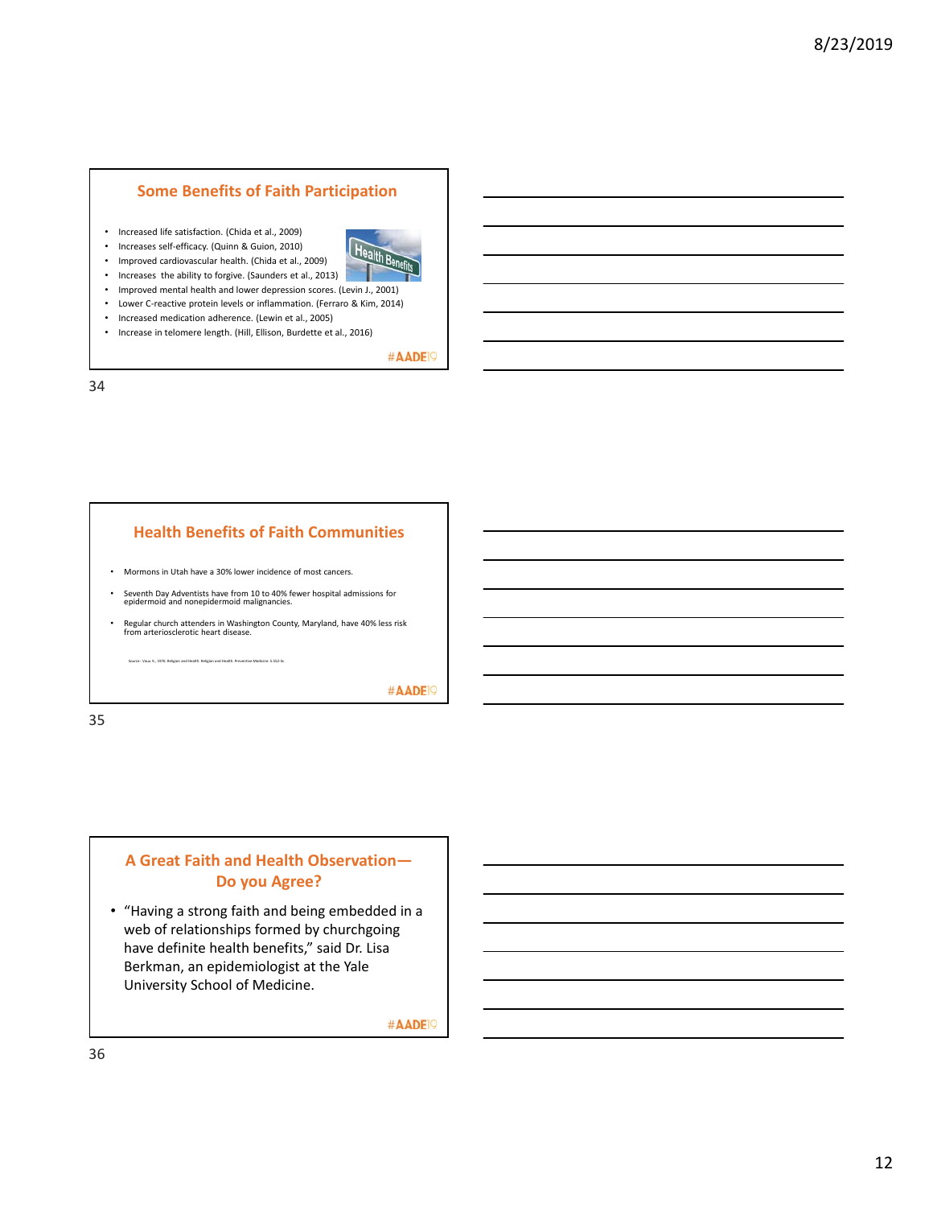## Some Benefits of Faith Participation

- Increased life satisfaction. (Chida et al., 2009)
- Increases self-efficacy. (Quinn & Guion, 2010)
- Improved cardiovascular health. (Chida et al., 2009)
- Increases the ability to forgive. (Saunders et al., 2013)
- Improved mental health and lower depression scores. (Levin J., 2001)
- Lower C-reactive protein levels or inflammation. (Ferraro & Kim, 2014)
- Increased medication adherence. (Lewin et al., 2005)
- Increase in telomere length. (Hill, Ellison, Burdette et al., 2016)

#AADE19

## Health Benefits of Faith Communities

- Mormons in Utah have a 30% lower incidence of most cancers.
- Seventh Day Adventists have from 10 to 40% fewer hospital admissions for epidermoid and nonepidermoid malignancies.
- Regular church attenders in Washington County, Maryland, have 40% less risk from arteriosclerotic heart disease.

Source: Vaux, K., 1976. Religion and Health. Religion and Health. Preventive Medicine. 5:352-3s.

#AADE19

## A Great Faith and Health Observation—Do you Agree?

- "Having a strong faith and being embedded in a web of relationships formed by churchgoing have definite health benefits," said Dr. Lisa Berkman, an epidemiologist at the Yale University School of Medicine.

#AADE19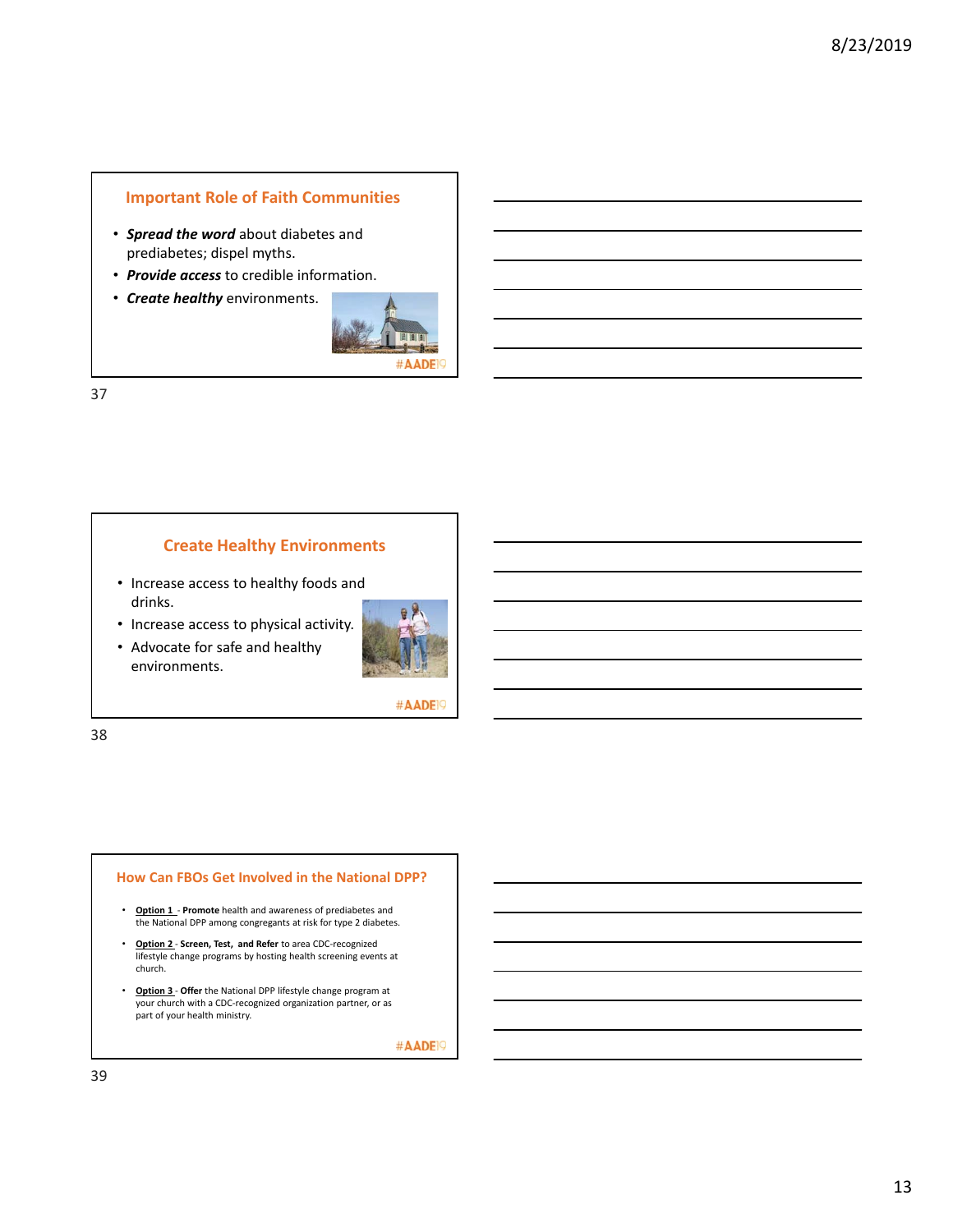## Important Role of Faith Communities

- ***Spread the word*** about diabetes and prediabetes; dispel myths.
- ***Provide access*** to credible information.
- ***Create healthy*** environments.

#AADE19

## Create Healthy Environments

- Increase access to healthy foods and drinks.
- Increase access to physical activity.
- Advocate for safe and healthy environments.

#AADE19

## How Can FBOs Get Involved in the National DPP?

- **Option 1** - **Promote** health and awareness of prediabetes and the National DPP among congregants at risk for type 2 diabetes.
- **Option 2** - **Screen, Test, and Refer** to area CDC-recognized lifestyle change programs by hosting health screening events at church.
- **Option 3** - **Offer** the National DPP lifestyle change program at your church with a CDC-recognized organization partner, or as part of your health ministry.

#AADE19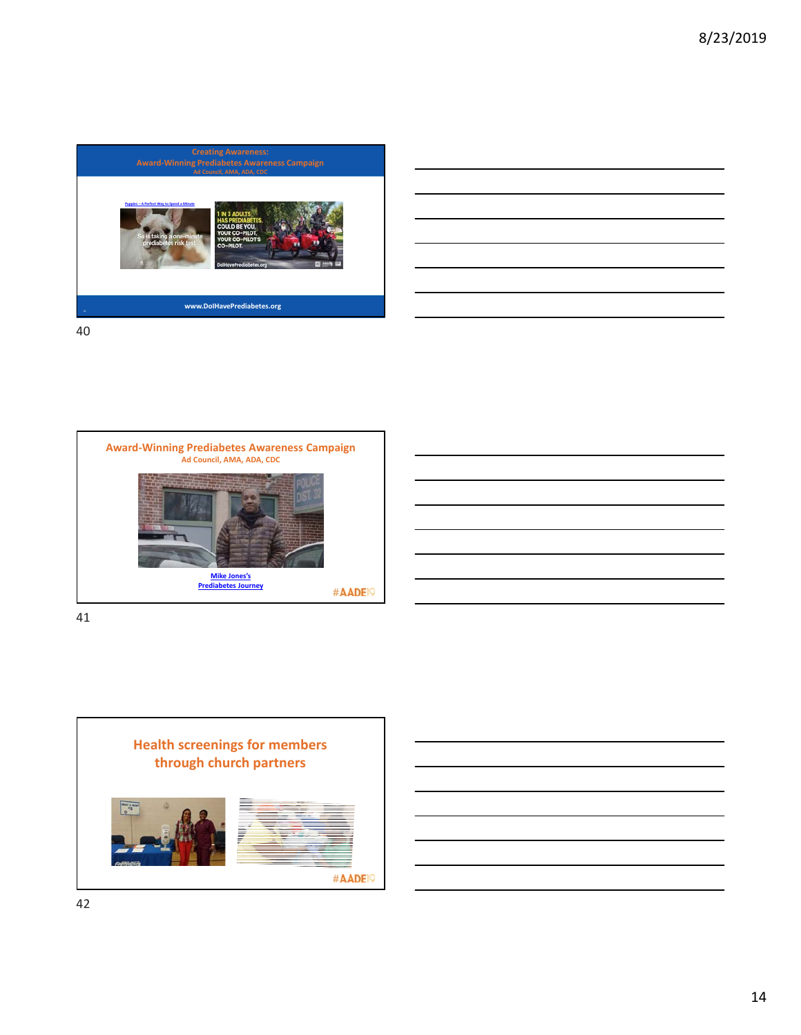## Creating Awareness: Award-Winning Prediabetes Awareness Campaign

Ad Council, AMA, ADA, CDC

Puppies – A Perfect Way to Spend a Minute

So is taking a one-minute prediabetes risk test

1 IN 3 ADULTS HAS PREDIABETES. COULD BE YOU, YOUR CO-PILOT, YOUR CO-PILOT'S CO-PILOT.

DoIHavePrediabetes.org

www.DoIHavePrediabetes.org

## Award-Winning Prediabetes Awareness Campaign

Ad Council, AMA, ADA, CDC

Mike Jones's Prediabetes Journey

#AADE19

## Health screenings for members through church partners

#AADE19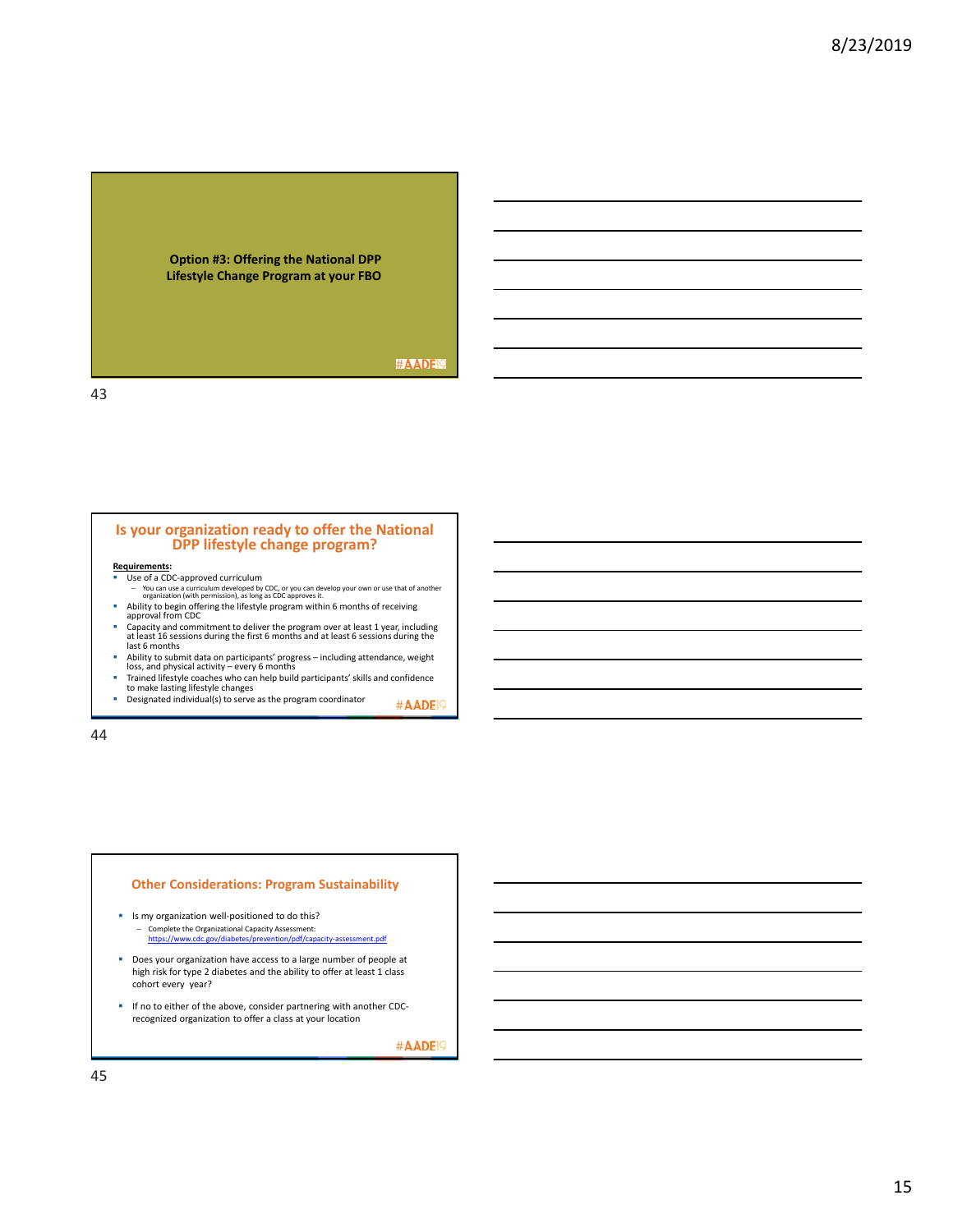## Option #3: Offering the National DPP Lifestyle Change Program at your FBO

#AADE19

## Is your organization ready to offer the National DPP lifestyle change program?

**Requirements:**

- Use of a CDC-approved curriculum
  - You can use a curriculum developed by CDC, or you can develop your own or use that of another organization (with permission), as long as CDC approves it.
- Ability to begin offering the lifestyle program within 6 months of receiving approval from CDC
- Capacity and commitment to deliver the program over at least 1 year, including at least 16 sessions during the first 6 months and at least 6 sessions during the last 6 months
- Ability to submit data on participants' progress – including attendance, weight loss, and physical activity – every 6 months
- Trained lifestyle coaches who can help build participants' skills and confidence to make lasting lifestyle changes
- Designated individual(s) to serve as the program coordinator

#AADE19

## Other Considerations: Program Sustainability

- Is my organization well-positioned to do this?
  - Complete the Organizational Capacity Assessment: https://www.cdc.gov/diabetes/prevention/pdf/capacity-assessment.pdf
- Does your organization have access to a large number of people at high risk for type 2 diabetes and the ability to offer at least 1 class cohort every year?
- If no to either of the above, consider partnering with another CDC-recognized organization to offer a class at your location

#AADE19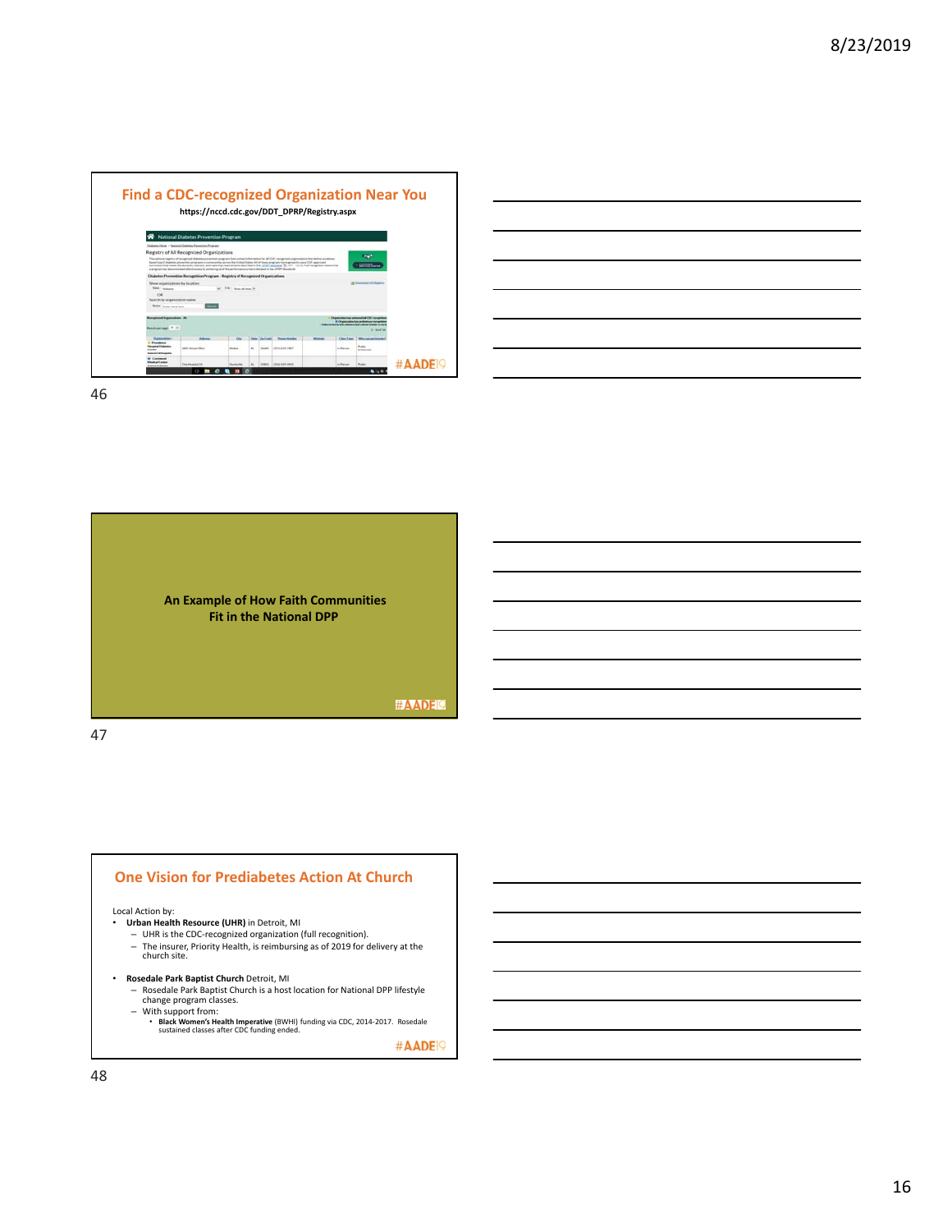## Find a CDC-recognized Organization Near You

**https://nccd.cdc.gov/DDT_DPRP/Registry.aspx**

#AADE19

## An Example of How Faith Communities Fit in the National DPP

#AADE19

## One Vision for Prediabetes Action At Church

Local Action by:

- **Urban Health Resource (UHR)** in Detroit, MI
  - UHR is the CDC-recognized organization (full recognition).
  - The insurer, Priority Health, is reimbursing as of 2019 for delivery at the church site.
- **Rosedale Park Baptist Church** Detroit, MI
  - Rosedale Park Baptist Church is a host location for National DPP lifestyle change program classes.
  - With support from:
    - **Black Women's Health Imperative** (BWHI) funding via CDC, 2014-2017. Rosedale sustained classes after CDC funding ended.

#AADE19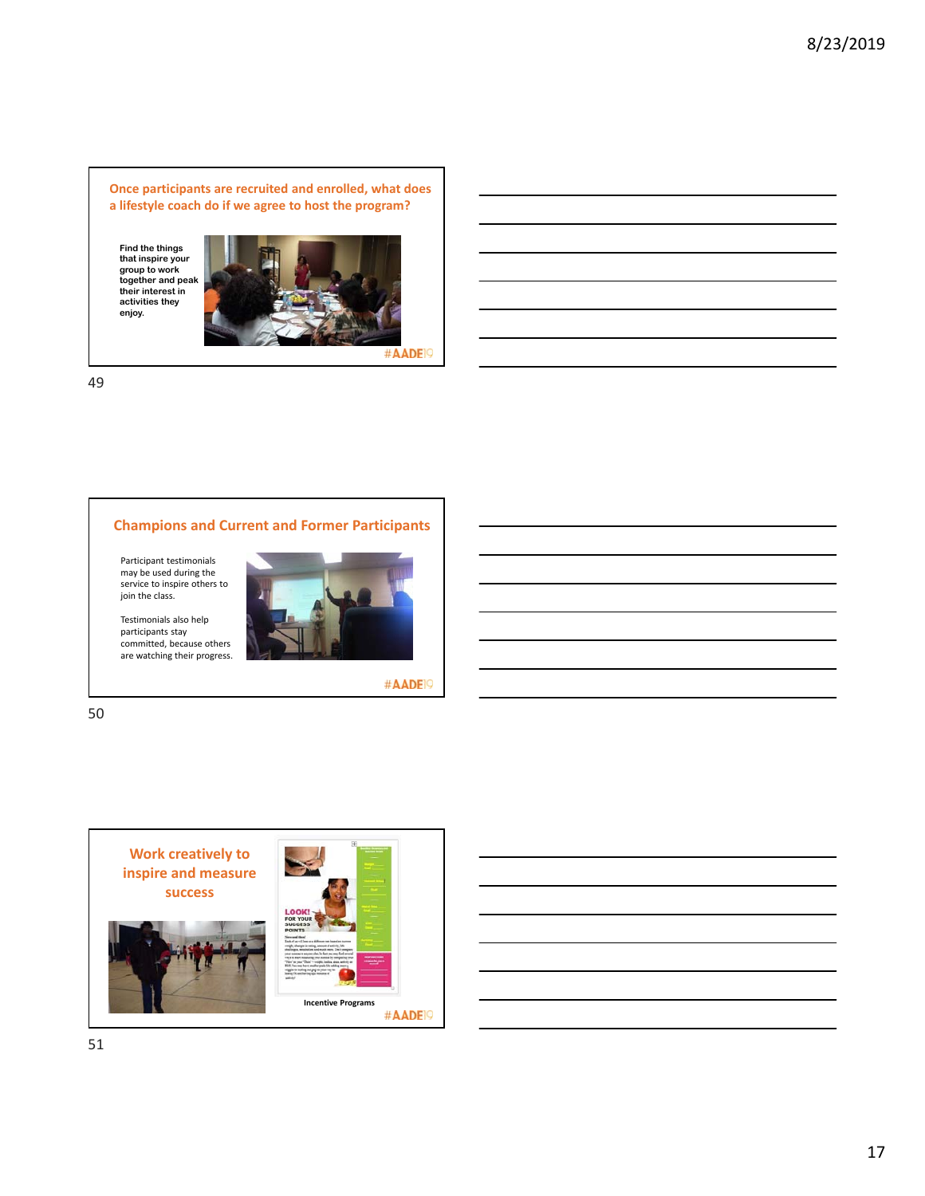## Once participants are recruited and enrolled, what does a lifestyle coach do if we agree to host the program?

Find the things that inspire your group to work together and peak their interest in activities they enjoy.

#AADE19

## Champions and Current and Former Participants

Participant testimonials may be used during the service to inspire others to join the class.

Testimonials also help participants stay committed, because others are watching their progress.

#AADE19

## Work creatively to inspire and measure success

Incentive Programs

#AADE19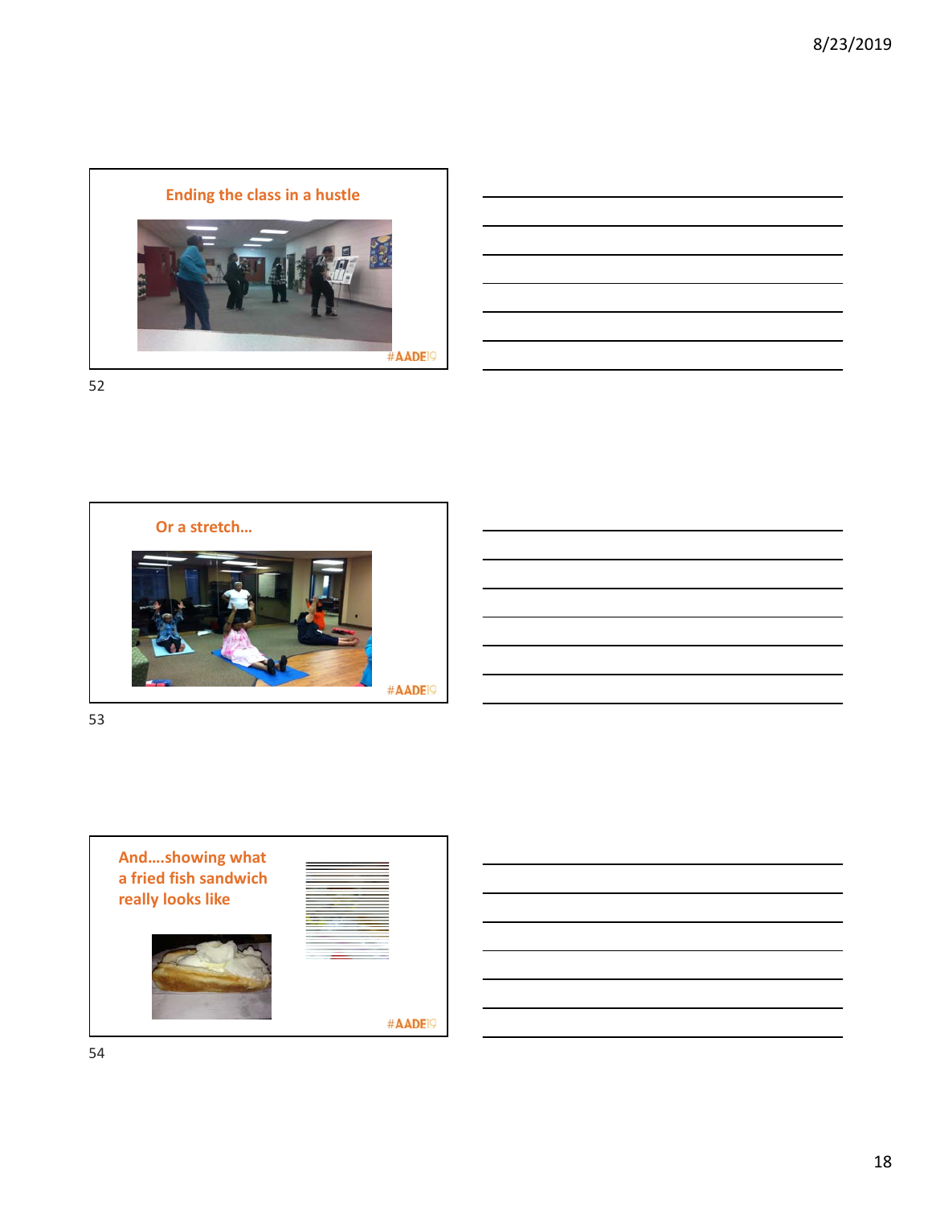## Ending the class in a hustle

#AADE19

## Or a stretch…

#AADE19

## And….showing what a fried fish sandwich really looks like

#AADE19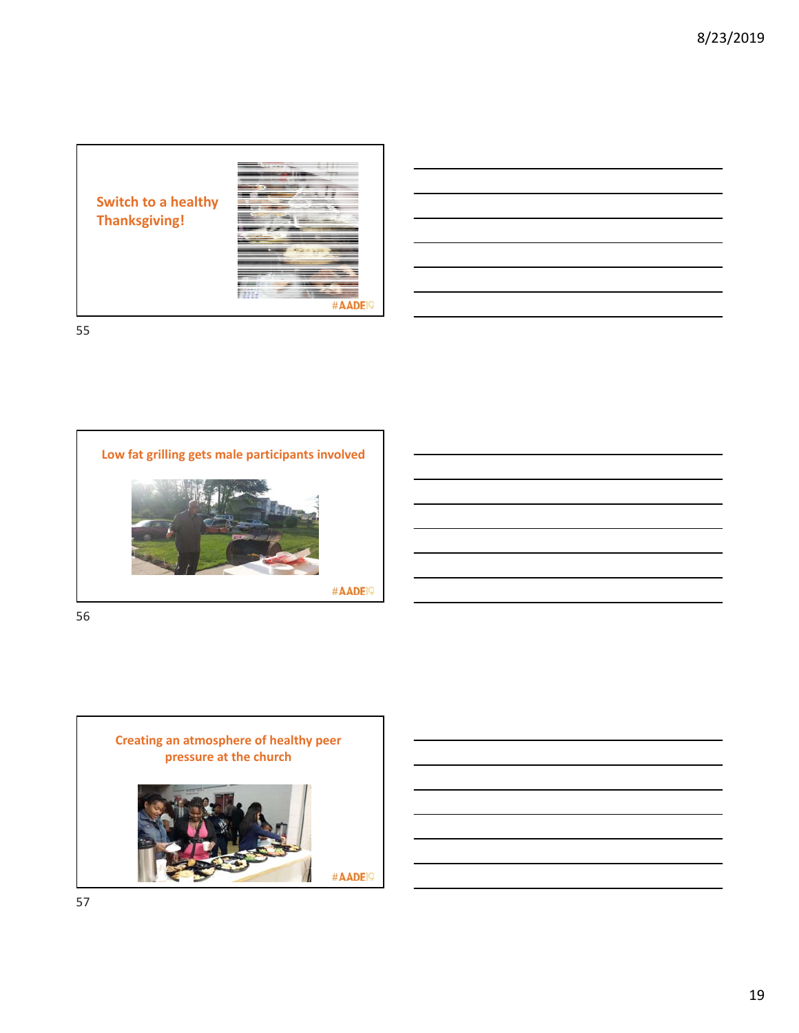Switch to a healthy Thanksgiving!

#AADE19

Low fat grilling gets male participants involved

#AADE19

Creating an atmosphere of healthy peer pressure at the church

#AADE19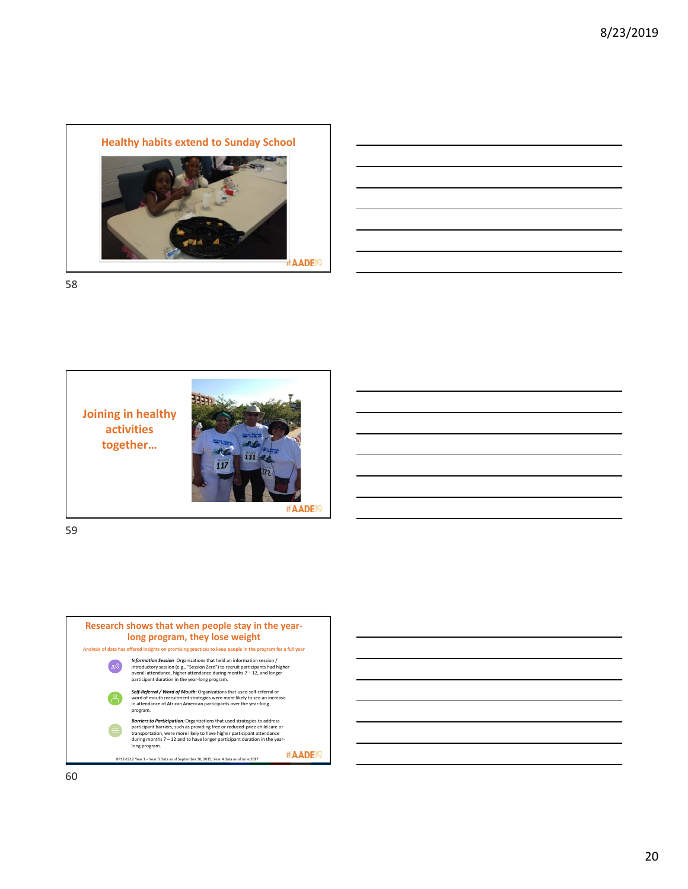## Healthy habits extend to Sunday School

#AADE19

## Joining in healthy activities together…

#AADE19

## Research shows that when people stay in the year-long program, they lose weight

**Analysis of data has offered insights on promising practices to keep people in the program for a full year**

- ***Information Session*** Organizations that held an information session / introductory session (e.g., "Session Zero") to recruit participants had higher overall attendance, higher attendance during months 7 – 12, and longer participant duration in the year-long program.
- ***Self-Referral / Word of Mouth***: Organizations that used self-referral or word of mouth recruitment strategies were more likely to see an increase in attendance of African American participants over the year-long program.
- ***Barriers to Participation***: Organizations that used strategies to address participant barriers, such as providing free or reduced-price child care or transportation, were more likely to have higher participant attendance during months 7 – 12 and to have longer participant duration in the year-long program.

DP12-1212 Year 1 – Year 3 Data as of September 30, 2015; Year 4 data as of June 2017

#AADE19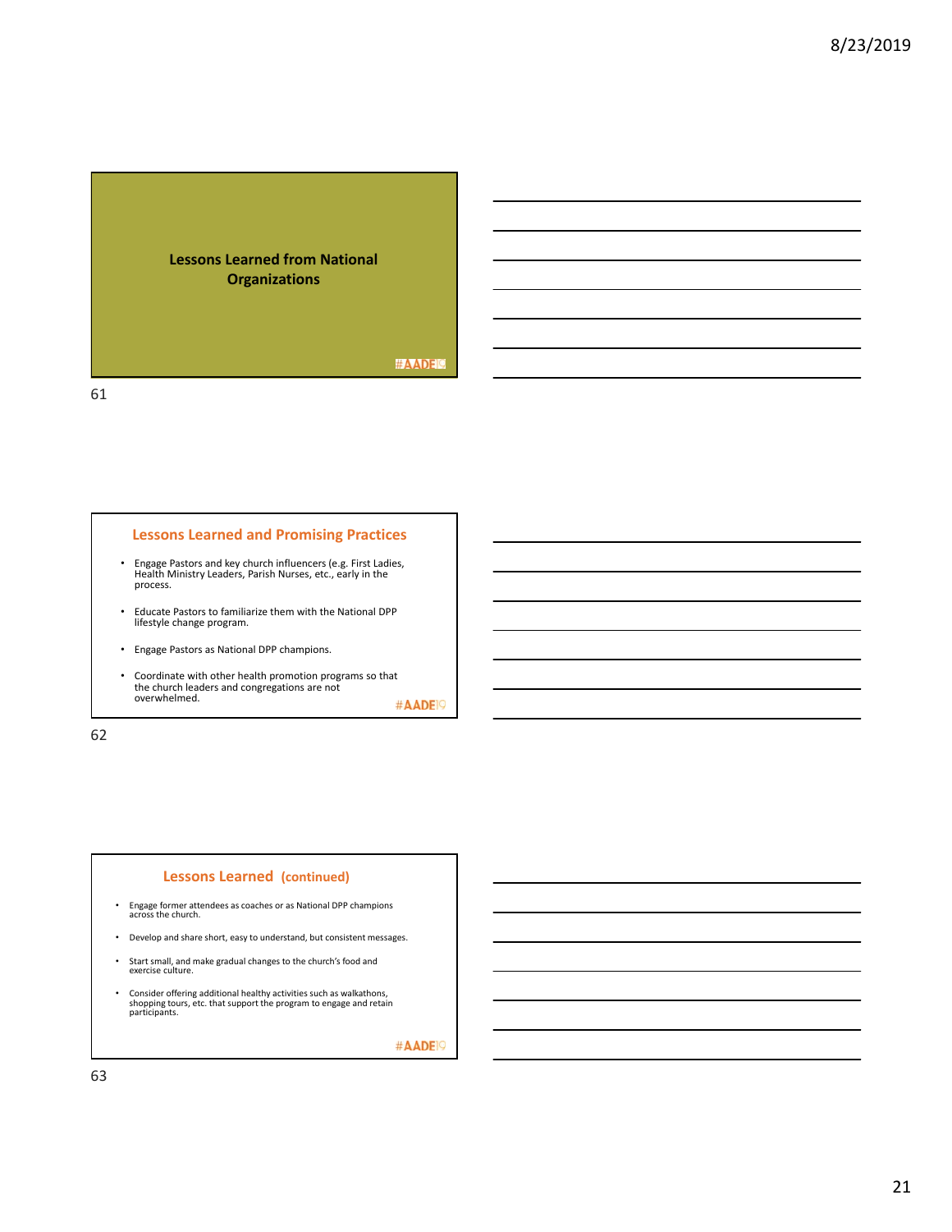## Lessons Learned from National Organizations

## Lessons Learned and Promising Practices

- Engage Pastors and key church influencers (e.g. First Ladies, Health Ministry Leaders, Parish Nurses, etc., early in the process.
- Educate Pastors to familiarize them with the National DPP lifestyle change program.
- Engage Pastors as National DPP champions.
- Coordinate with other health promotion programs so that the church leaders and congregations are not overwhelmed.

## Lessons Learned (continued)

- Engage former attendees as coaches or as National DPP champions across the church.
- Develop and share short, easy to understand, but consistent messages.
- Start small, and make gradual changes to the church's food and exercise culture.
- Consider offering additional healthy activities such as walkathons, shopping tours, etc. that support the program to engage and retain participants.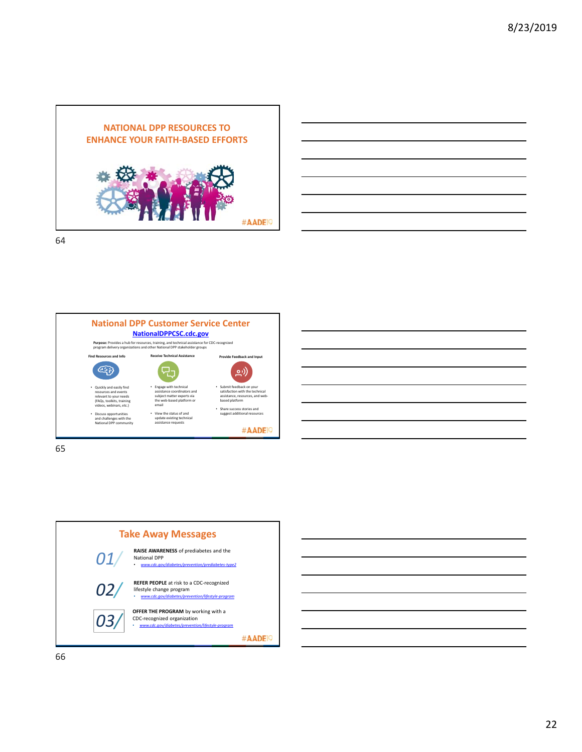## NATIONAL DPP RESOURCES TO ENHANCE YOUR FAITH-BASED EFFORTS

#AADE19

## National DPP Customer Service Center

**NationalDPPCSC.cdc.gov**

**Purpose:** Provides a hub for resources, training, and technical assistance for CDC-recognized program delivery organizations and other National DPP stakeholder groups

**Find Resources and Info**

- Quickly and easily find resources and events relevant to your needs (FAQs, toolkits, training videos, webinars, etc.)
- Discuss opportunities and challenges with the National DPP community

**Receive Technical Assistance**

- Engage with technical assistance coordinators and subject matter experts via the web-based platform or email
- View the status of and update existing technical assistance requests

**Provide Feedback and Input**

- Submit feedback on your satisfaction with the technical assistance, resources, and web-based platform
- Share success stories and suggest additional resources

#AADE19

## Take Away Messages

01/ **RAISE AWARENESS** of prediabetes and the National DPP
- *www.cdc.gov/diabetes/prevention/prediabetes-type2*

02/ **REFER PEOPLE** at risk to a CDC-recognized lifestyle change program
- *www.cdc.gov/diabetes/prevention/lifestyle-program*

03/ **OFFER THE PROGRAM** by working with a CDC-recognized organization
- *www.cdc.gov/diabetes/prevention/lifestyle-program*

#AADE19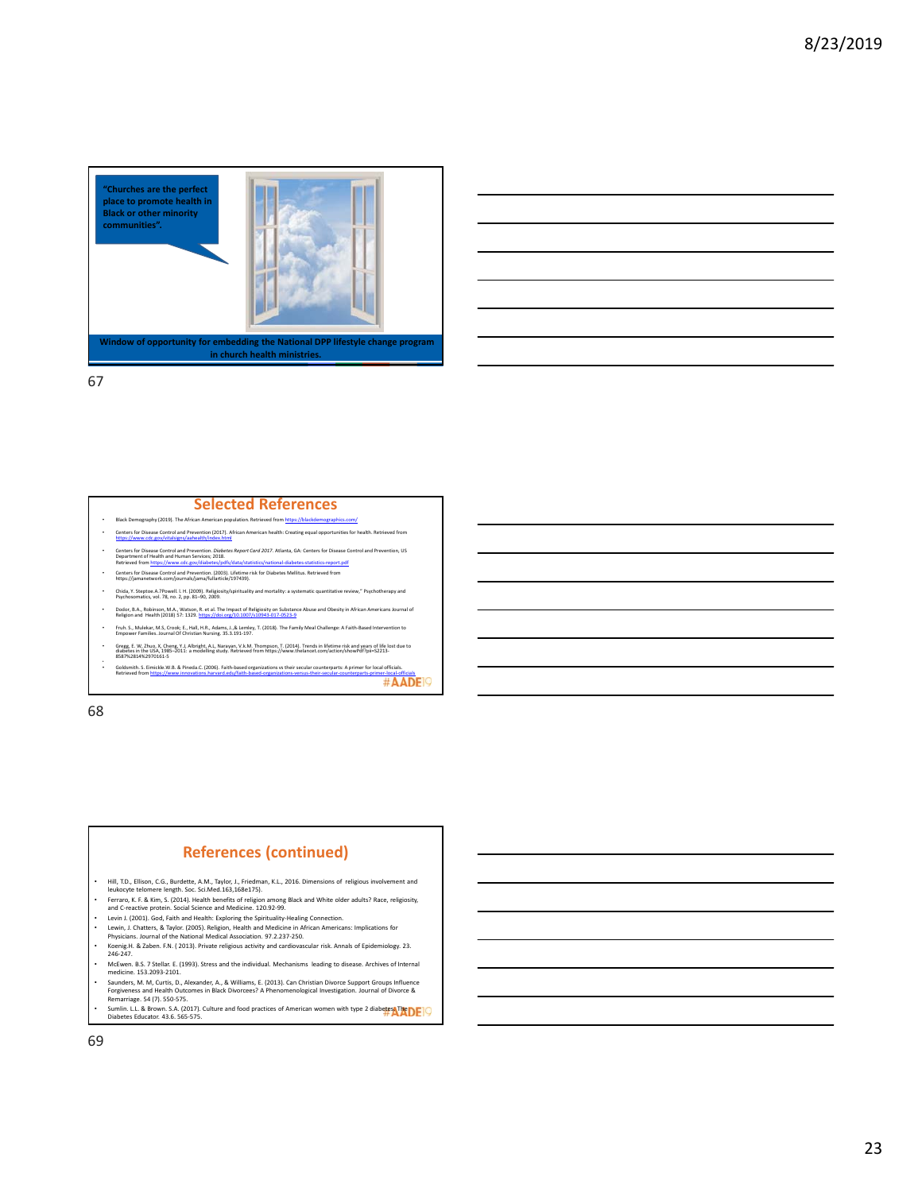"Churches are the perfect place to promote health in Black or other minority communities".

Window of opportunity for embedding the National DPP lifestyle change program in church health ministries.

## Selected References

- Black Demography (2019). The African American population. Retrieved from https://blackdemographics.com/
- Centers for Disease Control and Prevention (2017). African American health: Creating equal opportunities for health. Retrieved from https://www.cdc.gov/vitalsigns/aahealth/index.html
- Centers for Disease Control and Prevention. *Diabetes Report Card 2017*. Atlanta, GA: Centers for Disease Control and Prevention, US Department of Health and Human Services; 2018. Retrieved from https://www.cdc.gov/diabetes/pdfs/data/statistics/national-diabetes-statistics-report.pdf
- Centers for Disease Control and Prevention. (2003). Lifetime risk for Diabetes Mellitus. Retrieved from https://jamanetwork.com/journals/jama/fullarticle/197439).
- Chida, Y. Steptoe.A.7Powell. I. H. (2009). Religiosity/spirituality and mortality: a systematic quantitative review," Psychotherapy and Psychosomatics, vol. 78, no. 2, pp. 81–90, 2009.
- Dodor, B.A., Robinson, M.A., Watson, R. et al. The Impact of Religiosity on Substance Abuse and Obesity in African Americans Journal of Religion and Health (2018) 57: 1329. https://doi.org/10.1007/s10943-017-0523-9
- Fruh. S., Mulekar, M.S, Crook; E., Hall, H.R., Adams, J.,& Lemley, T. (2018). The Family Meal Challenge: A Faith-Based Intervention to Empower Families. Journal Of Christian Nursing. 35.3.191-197.
- Gregg, E. W, Zhuo, X, Cheng, Y.J, Albright, A.L, Narayan, V.K.M. Thompson, T. (2014). Trends in lifetime risk and years of life lost due to diabetes in the USA, 1985–2011: a modelling study. Retrieved from https://www.thelancet.com/action/showPdf?pii=S2213-8587%2814%2970161-5
- Goldsmith. S. Eimicke.W.B. & Pineda.C. (2006). Faith-based organizations vs their secular counterparts: A primer for local officials. Retrieved from https://www.innovations.harvard.edu/faith-based-organizations-versus-their-secular-counterparts-primer-local-officials

#AADE19

## References (continued)

- Hill, T.D., Ellison, C.G., Burdette, A.M., Taylor, J., Friedman, K.L., 2016. Dimensions of religious involvement and leukocyte telomere length. Soc. Sci.Med.163,168e175).
- Ferraro, K. F. & Kim, S. (2014). Health benefits of religion among Black and White older adults? Race, religiosity, and C-reactive protein. Social Science and Medicine. 120.92-99.
- Levin J. (2001). God, Faith and Health: Exploring the Spirituality-Healing Connection.
- Lewin, J. Chatters, & Taylor. (2005). Religion, Health and Medicine in African Americans: Implications for Physicians. Journal of the National Medical Association. 97.2.237-250.
- Koenig.H. & Zaben. F.N. ( 2013). Private religious activity and cardiovascular risk. Annals of Epidemiology. 23. 246-247.
- McEwen. B.S. 7 Stellar. E. (1993). Stress and the individual. Mechanisms leading to disease. Archives of Internal medicine. 153.2093-2101.
- Saunders, M. M, Curtis, D., Alexander, A., & Williams, E. (2013). Can Christian Divorce Support Groups Influence Forgiveness and Health Outcomes in Black Divorcees? A Phenomenological Investigation. Journal of Divorce & Remarriage. 54 (7). 550-575.
- Sumlin. L.L. & Brown. S.A. (2017). Culture and food practices of American women with type 2 diabetes. The Diabetes Educator. 43.6. 565-575.

#AADE19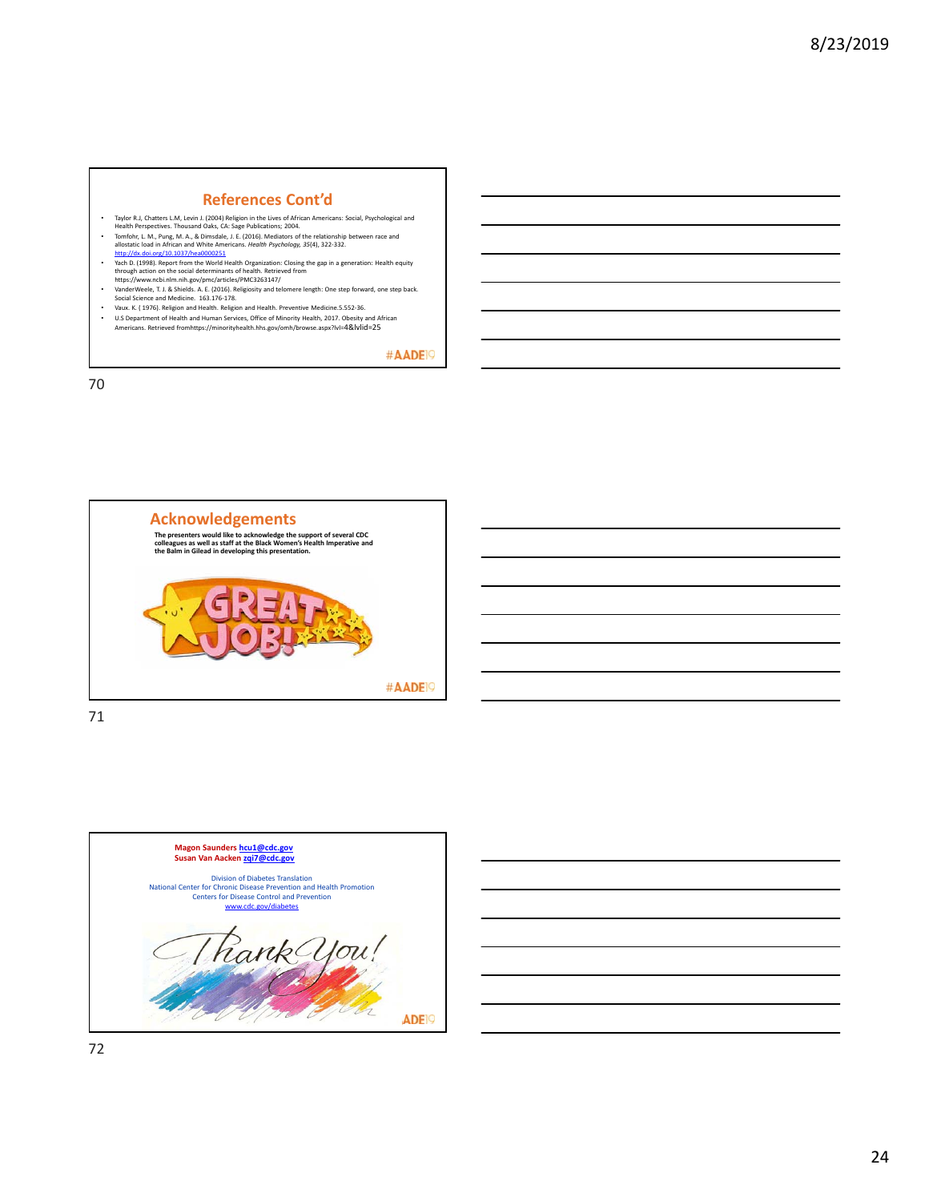## References Cont'd

- Taylor R.J, Chatters L.M, Levin J. (2004) Religion in the Lives of African Americans: Social, Psychological and Health Perspectives. Thousand Oaks, CA: Sage Publications; 2004.
- Tomfohr, L. M., Pung, M. A., & Dimsdale, J. E. (2016). Mediators of the relationship between race and allostatic load in African and White Americans. *Health Psychology, 35*(4), 322-332. http://dx.doi.org/10.1037/hea0000251
- Yach D. (1998). Report from the World Health Organization: Closing the gap in a generation: Health equity through action on the social determinants of health. Retrieved from https://www.ncbi.nlm.nih.gov/pmc/articles/PMC3263147/
- VanderWeele, T. J. & Shields. A. E. (2016). Religiosity and telomere length: One step forward, one step back. Social Science and Medicine. 163.176-178.
- Vaux. K. ( 1976). Religion and Health. Religion and Health. Preventive Medicine.5.552-36.
- U.S Department of Health and Human Services, Office of Minority Health, 2017. Obesity and African Americans. Retrieved fromhttps://minorityhealth.hhs.gov/omh/browse.aspx?lvl=4&lvlid=25

#AADE19

## Acknowledgements

**The presenters would like to acknowledge the support of several CDC colleagues as well as staff at the Black Women's Health Imperative and the Balm in Gilead in developing this presentation.**

GREAT JOB!

#AADE19

**Magon Saunders hcu1@cdc.gov**
**Susan Van Aacken zqi7@cdc.gov**

Division of Diabetes Translation
National Center for Chronic Disease Prevention and Health Promotion
Centers for Disease Control and Prevention
www.cdc.gov/diabetes

Thank You!

ADE19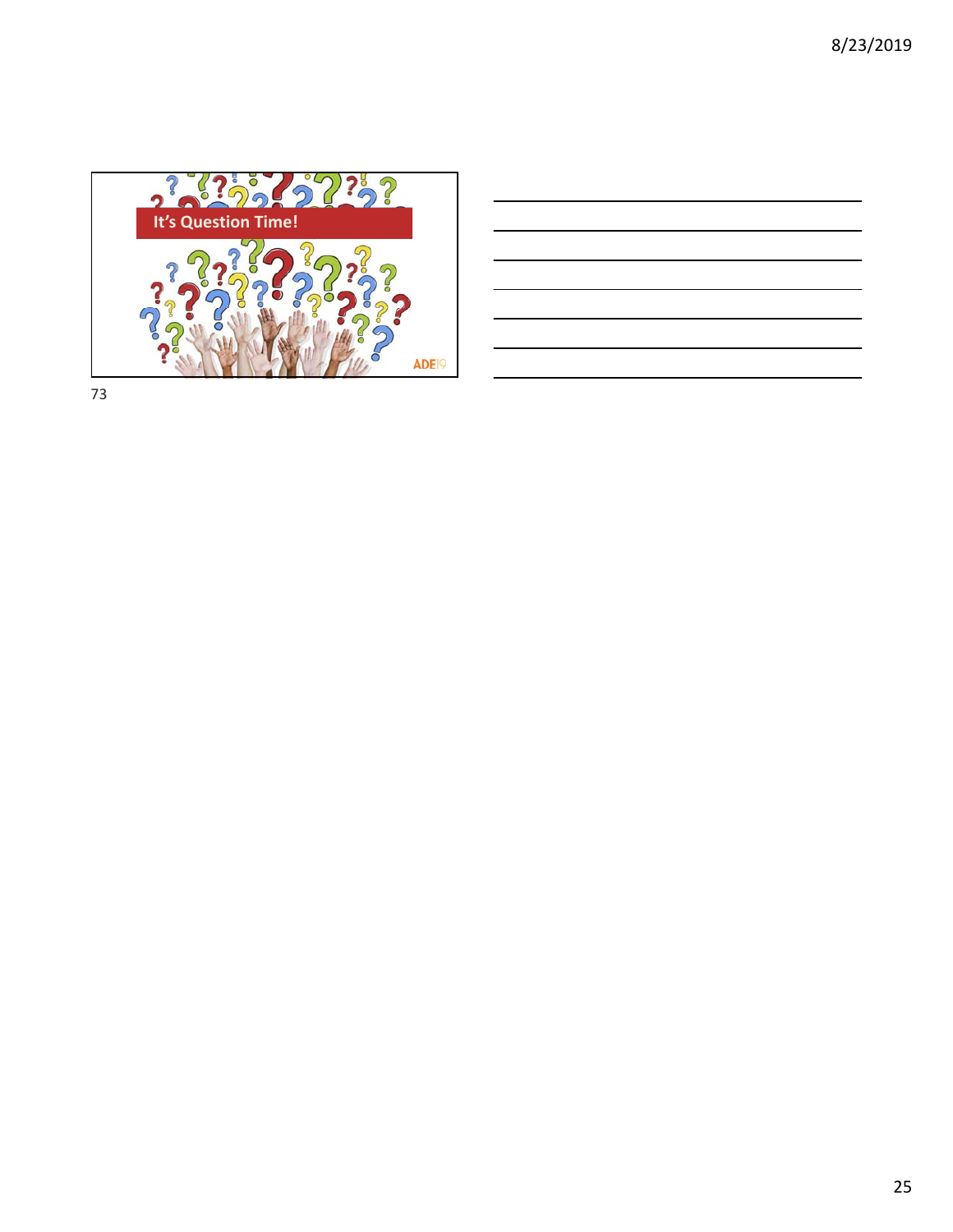## It's Question Time!

ADE19

73